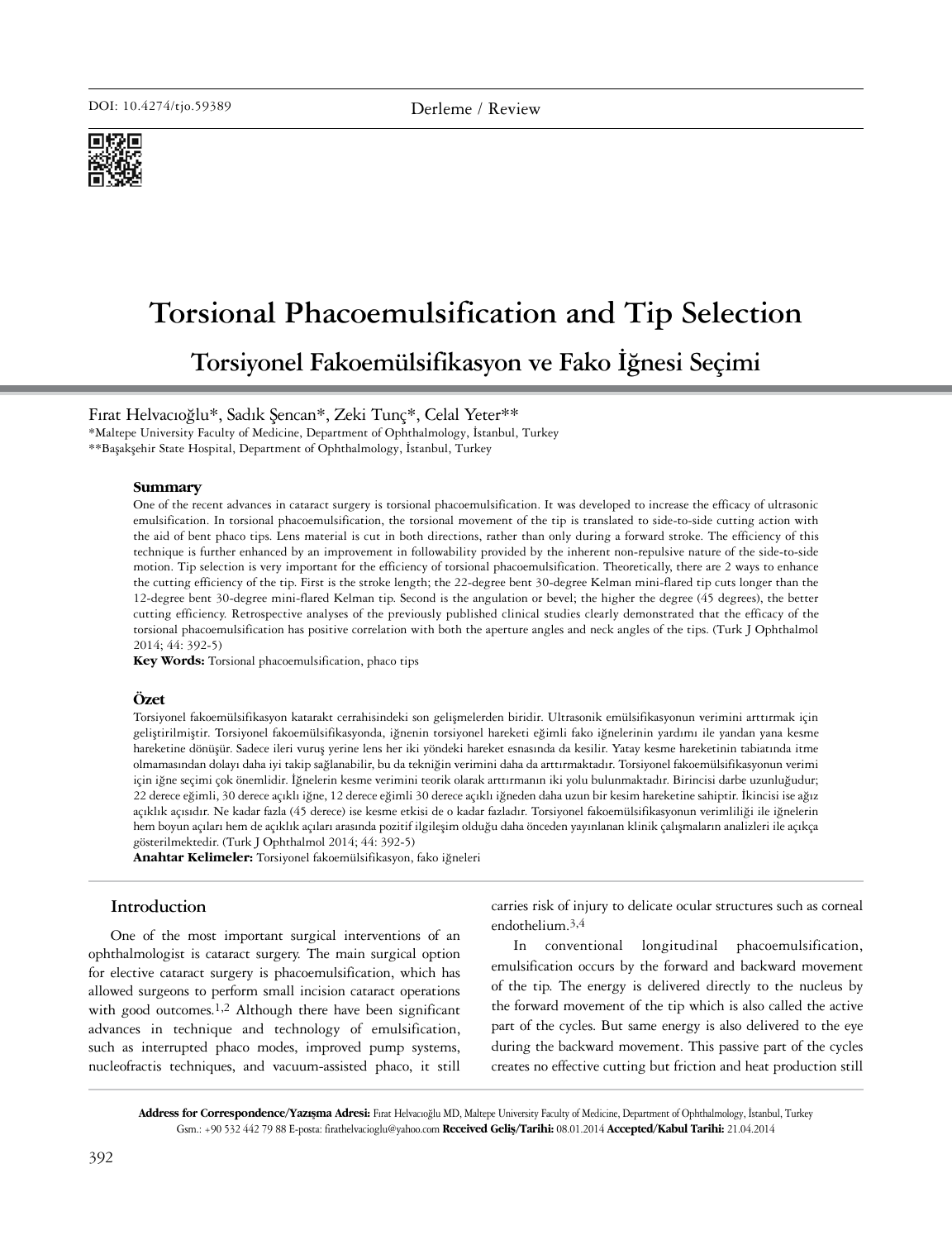DOI: 10.4274/tjo.59389

Derleme / Review

# Torsional Phacoemulsification and Tip Selection

## Torsiyonel Fakoemülsifikasyon ve Fako İğnesi Seçimi

Fırat Helvacıoğlu*, Sadık Şencan*, Zeki Tunç*, Celal Yeter**

*Maltepe University Faculty of Medicine, Department of Ophthalmology, İstanbul, Turkey
**Başakşehir State Hospital, Department of Ophthalmology, İstanbul, Turkey

### Summary

One of the recent advances in cataract surgery is torsional phacoemulsification. It was developed to increase the efficacy of ultrasonic emulsification. In torsional phacoemulsification, the torsional movement of the tip is translated to side-to-side cutting action with the aid of bent phaco tips. Lens material is cut in both directions, rather than only during a forward stroke. The efficiency of this technique is further enhanced by an improvement in followability provided by the inherent non-repulsive nature of the side-to-side motion. Tip selection is very important for the efficiency of torsional phacoemulsification. Theoretically, there are 2 ways to enhance the cutting efficiency of the tip. First is the stroke length; the 22-degree bent 30-degree Kelman mini-flared tip cuts longer than the 12-degree bent 30-degree mini-flared Kelman tip. Second is the angulation or bevel; the higher the degree (45 degrees), the better cutting efficiency. Retrospective analyses of the previously published clinical studies clearly demonstrated that the efficacy of the torsional phacoemulsification has positive correlation with both the aperture angles and neck angles of the tips. (Turk J Ophthalmol 2014; 44: 392-5)

**Key Words:** Torsional phacoemulsification, phaco tips

### Özet

Torsiyonel fakoemülsifikasyon katarakt cerrahisindeki son gelişmelerden biridir. Ultrasonik emülsifikasyonun verimini arttırmak için geliştirilmiştir. Torsiyonel fakoemülsifikasyonda, iğnenin torsiyonel hareketi eğimli fako iğnelerinin yardımı ile yandan yana kesme hareketine dönüşür. Sadece ileri vuruş yerine lens her iki yöndeki hareket esnasında da kesilir. Yatay kesme hareketinin tabiatında itme olmamasından dolayı daha iyi takip sağlanabilir, bu da tekniğin verimini daha da arttırmaktadır. Torsiyonel fakoemülsifikasyonun verimi için iğne seçimi çok önemlidir. İğnelerin kesme verimini teorik olarak arttırmanın iki yolu bulunmaktadır. Birincisi darbe uzunluğudur; 22 derece eğimli, 30 derece açıklı iğne, 12 derece eğimli 30 derece açıklı iğneden daha uzun bir kesim hareketine sahiptir. İkincisi ise ağız açıklık açısıdır. Ne kadar fazla (45 derece) ise kesme etkisi de o kadar fazladır. Torsiyonel fakoemülsifikasyonun verimliliği ile iğnelerin hem boyun açıları hem de açıklık açıları arasında pozitif ilgileşim olduğu daha önceden yayınlanan klinik çalışmaların analizleri ile açıkça gösterilmektedir. (Turk J Ophthalmol 2014; 44: 392-5)

**Anahtar Kelimeler:** Torsiyonel fakoemülsifikasyon, fako iğneleri

## Introduction

One of the most important surgical interventions of an ophthalmologist is cataract surgery. The main surgical option for elective cataract surgery is phacoemulsification, which has allowed surgeons to perform small incision cataract operations with good outcomes.[1,2] Although there have been significant advances in technique and technology of emulsification, such as interrupted phaco modes, improved pump systems, nucleofractis techniques, and vacuum-assisted phaco, it still carries risk of injury to delicate ocular structures such as corneal endothelium.[3,4]

In conventional longitudinal phacoemulsification, emulsification occurs by the forward and backward movement of the tip. The energy is delivered directly to the nucleus by the forward movement of the tip which is also called the active part of the cycles. But same energy is also delivered to the eye during the backward movement. This passive part of the cycles creates no effective cutting but friction and heat production still

**Address for Correspondence/Yazışma Adresi:** Fırat Helvacıoğlu MD, Maltepe University Faculty of Medicine, Department of Ophthalmology, İstanbul, Turkey Gsm.: +90 532 442 79 88 E-posta: firathelvacioglu@yahoo.com **Received Geliş/Tarihi:** 08.01.2014 **Accepted/Kabul Tarihi:** 21.04.2014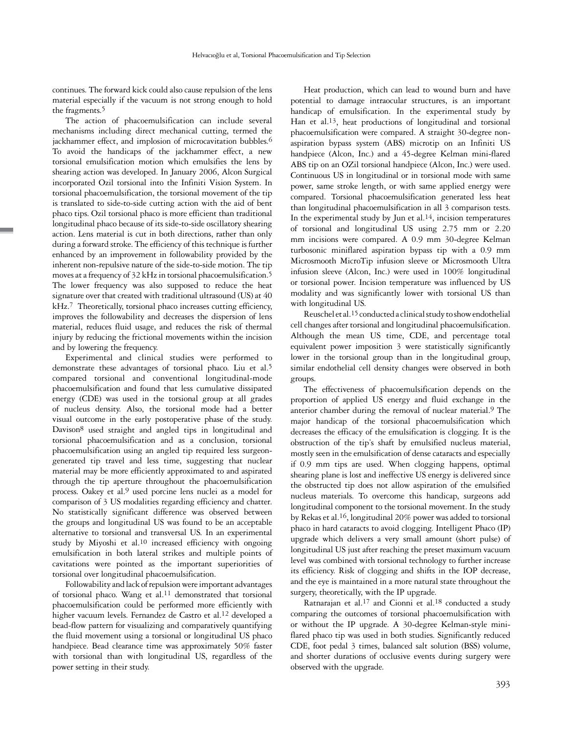continues. The forward kick could also cause repulsion of the lens material especially if the vacuum is not strong enough to hold the fragments.[5]

The action of phacoemulsification can include several mechanisms including direct mechanical cutting, termed the jackhammer effect, and implosion of microcavitation bubbles.[6] To avoid the handicaps of the jackhammer effect, a new torsional emulsification motion which emulsifies the lens by shearing action was developed. In January 2006, Alcon Surgical incorporated Ozil torsional into the Infiniti Vision System. In torsional phacoemulsification, the torsional movement of the tip is translated to side-to-side cutting action with the aid of bent phaco tips. Ozil torsional phaco is more efficient than traditional longitudinal phaco because of its side-to-side oscillatory shearing action. Lens material is cut in both directions, rather than only during a forward stroke. The efficiency of this technique is further enhanced by an improvement in followability provided by the inherent non-repulsive nature of the side-to-side motion. The tip moves at a frequency of 32 kHz in torsional phacoemulsification.[5] The lower frequency was also supposed to reduce the heat signature over that created with traditional ultrasound (US) at 40 kHz.[7] Theoretically, torsional phaco increases cutting efficiency, improves the followability and decreases the dispersion of lens material, reduces fluid usage, and reduces the risk of thermal injury by reducing the frictional movements within the incision and by lowering the frequency.

Experimental and clinical studies were performed to demonstrate these advantages of torsional phaco. Liu et al.[5] compared torsional and conventional longitudinal-mode phacoemulsification and found that less cumulative dissipated energy (CDE) was used in the torsional group at all grades of nucleus density. Also, the torsional mode had a better visual outcome in the early postoperative phase of the study. Davison[8] used straight and angled tips in longitudinal and torsional phacoemulsification and as a conclusion, torsional phacoemulsification using an angled tip required less surgeon-generated tip travel and less time, suggesting that nuclear material may be more efficiently approximated to and aspirated through the tip aperture throughout the phacoemulsification process. Oakey et al.[9] used porcine lens nuclei as a model for comparison of 3 US modalities regarding efficiency and chatter. No statistically significant difference was observed between the groups and longitudinal US was found to be an acceptable alternative to torsional and transversal US. In an experimental study by Miyoshi et al.[10] increased efficiency with ongoing emulsification in both lateral strikes and multiple points of cavitations were pointed as the important superiorities of torsional over longitudinal phacoemulsification.

Followability and lack of repulsion were important advantages of torsional phaco. Wang et al.[11] demonstrated that torsional phacoemulsification could be performed more efficiently with higher vacuum levels. Fernandez de Castro et al.[12] developed a bead-flow pattern for visualizing and comparatively quantifying the fluid movement using a torsional or longitudinal US phaco handpiece. Bead clearance time was approximately 50% faster with torsional than with longitudinal US, regardless of the power setting in their study.

Heat production, which can lead to wound burn and have potential to damage intraocular structures, is an important handicap of emulsification. In the experimental study by Han et al.[13], heat productions of longitudinal and torsional phacoemulsification were compared. A straight 30-degree non-aspiration bypass system (ABS) microtip on an Infiniti US handpiece (Alcon, Inc.) and a 45-degree Kelman mini-flared ABS tip on an OZil torsional handpiece (Alcon, Inc.) were used. Continuous US in longitudinal or in torsional mode with same power, same stroke length, or with same applied energy were compared. Torsional phacoemulsification generated less heat than longitudinal phacoemulsification in all 3 comparison tests. In the experimental study by Jun et al.[14], incision temperatures of torsional and longitudinal US using 2.75 mm or 2.20 mm incisions were compared. A 0.9 mm 30-degree Kelman turbosonic miniflared aspiration bypass tip with a 0.9 mm Microsmooth MicroTip infusion sleeve or Microsmooth Ultra infusion sleeve (Alcon, Inc.) were used in 100% longitudinal or torsional power. Incision temperature was influenced by US modality and was significantly lower with torsional US than with longitudinal US.

Reuschel et al.[15] conducted a clinical study to show endothelial cell changes after torsional and longitudinal phacoemulsification. Although the mean US time, CDE, and percentage total equivalent power imposition 3 were statistically significantly lower in the torsional group than in the longitudinal group, similar endothelial cell density changes were observed in both groups.

The effectiveness of phacoemulsification depends on the proportion of applied US energy and fluid exchange in the anterior chamber during the removal of nuclear material.[9] The major handicap of the torsional phacoemulsification which decreases the efficacy of the emulsification is clogging. It is the obstruction of the tip's shaft by emulsified nucleus material, mostly seen in the emulsification of dense cataracts and especially if 0.9 mm tips are used. When clogging happens, optimal shearing plane is lost and ineffective US energy is delivered since the obstructed tip does not allow aspiration of the emulsified nucleus materials. To overcome this handicap, surgeons add longitudinal component to the torsional movement. In the study by Rekas et al.[16], longitudinal 20% power was added to torsional phaco in hard cataracts to avoid clogging. Intelligent Phaco (IP) upgrade which delivers a very small amount (short pulse) of longitudinal US just after reaching the preset maximum vacuum level was combined with torsional technology to further increase its efficiency. Risk of clogging and shifts in the IOP decrease, and the eye is maintained in a more natural state throughout the surgery, theoretically, with the IP upgrade.

Ratnarajan et al.[17] and Cionni et al.[18] conducted a study comparing the outcomes of torsional phacoemulsification with or without the IP upgrade. A 30-degree Kelman-style mini-flared phaco tip was used in both studies. Significantly reduced CDE, foot pedal 3 times, balanced salt solution (BSS) volume, and shorter durations of occlusive events during surgery were observed with the upgrade.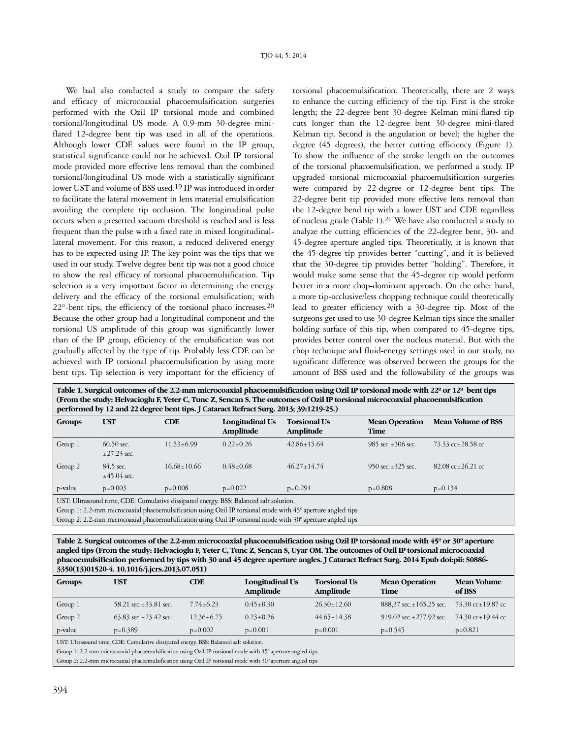We had also conducted a study to compare the safety and efficacy of microcoaxial phacoemulsification surgeries performed with the Ozil IP torsional mode and combined torsional/longitudinal US mode. A 0.9-mm 30-degree mini-flared 12-degree bent tip was used in all of the operations. Although lower CDE values were found in the IP group, statistical significance could not be achieved. Ozil IP torsional mode provided more effective lens removal than the combined torsional/longitudinal US mode with a statistically significant lower UST and volume of BSS used.[19] IP was introduced in order to facilitate the lateral movement in lens material emulsification avoiding the complete tip occlusion. The longitudinal pulse occurs when a presetted vacuum threshold is reached and is less frequent than the pulse with a fixed rate in mixed longitudinal-lateral movement. For this reason, a reduced delivered energy has to be expected using IP. The key point was the tips that we used in our study. Twelve degree bent tip was not a good choice to show the real efficacy of torsional phacoemulsification. Tip selection is a very important factor in determining the energy delivery and the efficacy of the torsional emulsification; with 22°-bent tips, the efficiency of the torsional phaco increases.[20] Because the other group had a longitudinal component and the torsional US amplitude of this group was significantly lower than of the IP group, efficiency of the emulsification was not gradually affected by the type of tip. Probably less CDE can be achieved with IP torsional phacoemulsification by using more bent tips. Tip selection is very important for the efficiency of torsional phacoemulsification. Theoretically, there are 2 ways to enhance the cutting efficiency of the tip. First is the stroke length; the 22-degree bent 30-degree Kelman mini-flared tip cuts longer than the 12-degree bent 30-degree mini-flared Kelman tip. Second is the angulation or bevel; the higher the degree (45 degrees), the better cutting efficiency (Figure 1). To show the influence of the stroke length on the outcomes of the torsional phacoemulsification, we performed a study. IP upgraded torsional microcoaxial phacoemulsification surgeries were compared by 22-degree or 12-degree bent tips. The 22-degree bent tip provided more effective lens removal than the 12-degree bend tip with a lower UST and CDE regardless of nucleus grade (Table 1).[21] We have also conducted a study to analyze the cutting efficiencies of the 22-degree bent, 30- and 45-degree aperture angled tips. Theoretically, it is known that the 45-degree tip provides better "cutting", and it is believed that the 30-degree tip provides better "holding". Therefore, it would make some sense that the 45-degree tip would perform better in a more chop-dominant approach. On the other hand, a more tip-occlusive/less chopping technique could theoretically lead to greater efficiency with a 30-degree tip. Most of the surgeons get used to use 30-degree Kelman tips since the smaller holding surface of this tip, when compared to 45-degree tips, provides better control over the nucleus material. But with the chop technique and fluid-energy settings used in our study, no significant difference was observed between the groups for the amount of BSS used and the followability of the groups was

**Table 1. Surgical outcomes of the 2.2-mm microcoaxial phacoemulsification using Ozil IP torsional mode with 22º or 12º bent tips (From the study: Helvacioglu F, Yeter C, Tunc Z, Sencan S. The outcomes of Ozil IP torsional microcoaxial phacoemulsification performed by 12 and 22 degree bent tips. J Cataract Refract Surg. 2013; 39:1219-25.)**

| Groups | UST | CDE | Longitudinal Us Amplitude | Torsional Us Amplitude | Mean Operation Time | Mean Volume of BSS |
|---|---|---|---|---|---|---|
| Group 1 | 60.50 sec. ±27.23 sec. | 11.53±6.99 | 0.22±0.26 | 42.86±15.64 | 985 sec.±306 sec. | 73.33 cc±28.58 cc |
| Group 2 | 84.5 sec. ±45.04 sec. | 16.68±10.66 | 0.48±0.68 | 46.27±14.74 | 950 sec.±325 sec. | 82.08 cc±26.21 cc |
| p-value | p=0.003 | p=0.008 | p=0.022 | p=0.291 | p=0.808 | p=0.134 |

UST: Ultrasound time, CDE: Cumulative dissipated energy. BSS: Balanced salt solution.
Group 1: 2.2-mm microcoaxial phacoemulsification using Ozil IP torsional mode with 45º aperture angled tips
Group 2: 2.2-mm microcoaxial phacoemulsification using Ozil IP torsional mode with 30º aperture angled tips

**Table 2. Surgical outcomes of the 2.2-mm microcoaxial phacoemulsification using Ozil IP torsional mode with 45º or 30º aperture angled tips (From the study: Helvacioglu F, Yeter C, Tunc Z, Sencan S, Uyar OM. The outcomes of Ozil IP torsional microcoaxial phacoemulsification performed by tips with 30 and 45 degree aperture angles. J Cataract Refract Surg. 2014 Epub doi:pii: S0886-3350(13)01520-4. 10.1016/j.jcrs.2013.07.051)**

| Groups | UST | CDE | Longitudinal Us Amplitude | Torsional Us Amplitude | Mean Operation Time | Mean Volume of BSS |
|---|---|---|---|---|---|---|
| Group 1 | 58.21 sec.±33.81 sec. | 7.74±6.23 | 0.45±0.30 | 26.30±12.60 | 888,37 sec.±165.25 sec. | 73.30 cc±19.87 cc |
| Group 2 | 63.83 sec.±23.42 sec. | 12.36±6.75 | 0.23±0.26 | 44.65±14.38 | 919.02 sec.±277.92 sec. | 74.30 cc±19.44 cc |
| p-value | p=0.389 | p=0.002 | p=0.001 | p=0.001 | p=0.545 | p=0.821 |

UST: Ultrasound time, CDE: Cumulative dissipated energy. BSS: Balanced salt solution.
Group 1: 2.2-mm microcoaxial phacoemulsification using Ozil IP torsional mode with 45º aperture angled tips
Group 2: 2.2-mm microcoaxial phacoemulsification using Ozil IP torsional mode with 30º aperture angled tips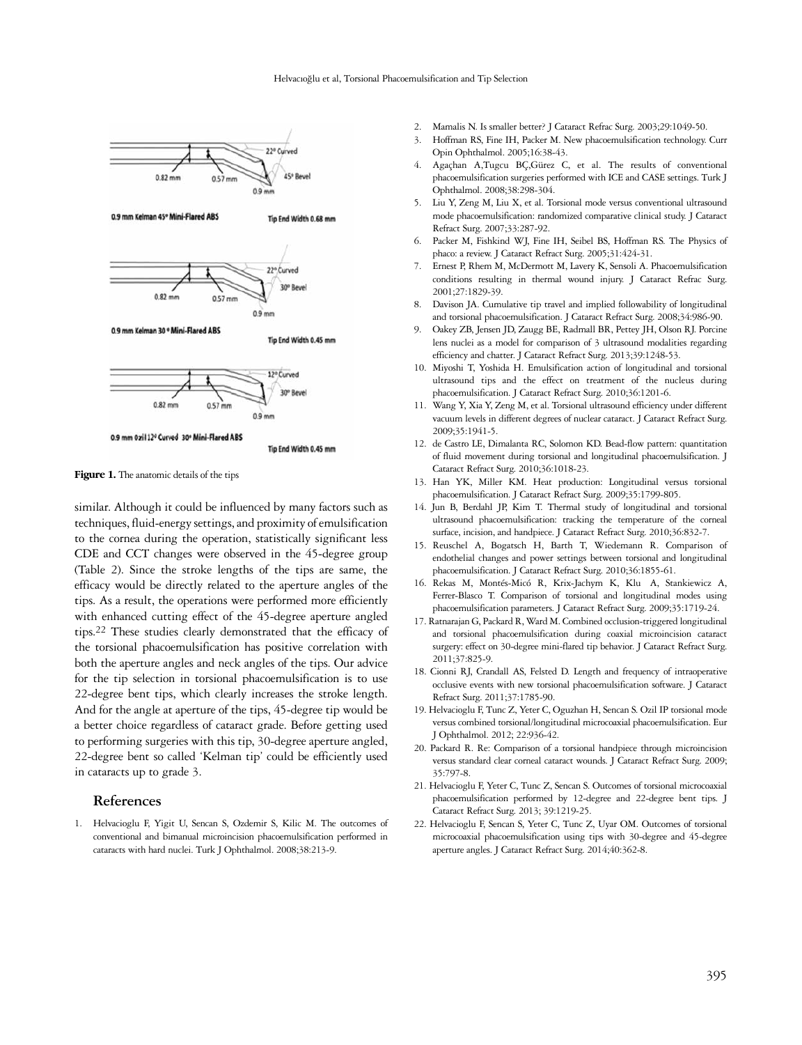0.82 mm
0.57 mm
22° Curved
45° Bevel
0.9 mm
0.9 mm Kelman 45° Mini-Flared ABS
Tip End Width 0.68 mm

0.82 mm
0.57 mm
22° Curved
30° Bevel
0.9 mm
0.9 mm Kelman 30° Mini-Flared ABS
Tip End Width 0.45 mm

0.82 mm
0.57 mm
12° Curved
30° Bevel
0.9 mm
0.9 mm Ozil 12° Curved 30° Mini-Flared ABS
Tip End Width 0.45 mm

**Figure 1.** The anatomic details of the tips

similar. Although it could be influenced by many factors such as techniques, fluid-energy settings, and proximity of emulsification to the cornea during the operation, statistically significant less CDE and CCT changes were observed in the 45-degree group (Table 2). Since the stroke lengths of the tips are same, the efficacy would be directly related to the aperture angles of the tips. As a result, the operations were performed more efficiently with enhanced cutting effect of the 45-degree aperture angled tips.[22] These studies clearly demonstrated that the efficacy of the torsional phacoemulsification has positive correlation with both the aperture angles and neck angles of the tips. Our advice for the tip selection in torsional phacoemulsification is to use 22-degree bent tips, which clearly increases the stroke length. And for the angle at aperture of the tips, 45-degree tip would be a better choice regardless of cataract grade. Before getting used to performing surgeries with this tip, 30-degree aperture angled, 22-degree bent so called 'Kelman tip' could be efficiently used in cataracts up to grade 3.

## References

1. Helvacioglu F, Yigit U, Sencan S, Ozdemir S, Kilic M. The outcomes of conventional and bimanual microincision phacoemulsification performed in cataracts with hard nuclei. Turk J Ophthalmol. 2008;38:213-9.
2. Mamalis N. Is smaller better? J Cataract Refrac Surg. 2003;29:1049-50.
3. Hoffman RS, Fine IH, Packer M. New phacoemulsification technology. Curr Opin Ophthalmol. 2005;16:38-43.
4. Agaçhan A,Tugcu BÇ,Gürez C, et al. The results of conventional phacoemulsification surgeries performed with ICE and CASE settings. Turk J Ophthalmol. 2008;38:298-304.
5. Liu Y, Zeng M, Liu X, et al. Torsional mode versus conventional ultrasound mode phacoemulsification: randomized comparative clinical study. J Cataract Refract Surg. 2007;33:287-92.
6. Packer M, Fishkind WJ, Fine IH, Seibel BS, Hoffman RS. The Physics of phaco: a review. J Cataract Refract Surg. 2005;31:424-31.
7. Ernest P, Rhem M, McDermott M, Lavery K, Sensoli A. Phacoemulsification conditions resulting in thermal wound injury. J Cataract Refrac Surg. 2001;27:1829-39.
8. Davison JA. Cumulative tip travel and implied followability of longitudinal and torsional phacoemulsification. J Cataract Refract Surg. 2008;34:986-90.
9. Oakey ZB, Jensen JD, Zaugg BE, Radmall BR, Pettey JH, Olson RJ. Porcine lens nuclei as a model for comparison of 3 ultrasound modalities regarding efficiency and chatter. J Cataract Refract Surg. 2013;39:1248-53.
10. Miyoshi T, Yoshida H. Emulsification action of longitudinal and torsional ultrasound tips and the effect on treatment of the nucleus during phacoemulsification. J Cataract Refract Surg. 2010;36:1201-6.
11. Wang Y, Xia Y, Zeng M, et al. Torsional ultrasound efficiency under different vacuum levels in different degrees of nuclear cataract. J Cataract Refract Surg. 2009;35:1941-5.
12. de Castro LE, Dimalanta RC, Solomon KD. Bead-flow pattern: quantitation of fluid movement during torsional and longitudinal phacoemulsification. J Cataract Refract Surg. 2010;36:1018-23.
13. Han YK, Miller KM. Heat production: Longitudinal versus torsional phacoemulsification. J Cataract Refract Surg. 2009;35:1799-805.
14. Jun B, Berdahl JP, Kim T. Thermal study of longitudinal and torsional ultrasound phacoemulsification: tracking the temperature of the corneal surface, incision, and handpiece. J Cataract Refract Surg. 2010;36:832-7.
15. Reuschel A, Bogatsch H, Barth T, Wiedemann R. Comparison of endothelial changes and power settings between torsional and longitudinal phacoemulsification. J Cataract Refract Surg. 2010;36:1855-61.
16. Rekas M, Montés-Micó R, Krix-Jachym K, Klu A, Stankiewicz A, Ferrer-Blasco T. Comparison of torsional and longitudinal modes using phacoemulsification parameters. J Cataract Refract Surg. 2009;35:1719-24.
17. Ratnarajan G, Packard R, Ward M. Combined occlusion-triggered longitudinal and torsional phacoemulsification during coaxial microincision cataract surgery: effect on 30-degree mini-flared tip behavior. J Cataract Refract Surg. 2011;37:825-9.
18. Cionni RJ, Crandall AS, Felsted D. Length and frequency of intraoperative occlusive events with new torsional phacoemulsification software. J Cataract Refract Surg. 2011;37:1785-90.
19. Helvacioglu F, Tunc Z, Yeter C, Oguzhan H, Sencan S. Ozil IP torsional mode versus combined torsional/longitudinal microcoaxial phacoemulsification. Eur J Ophthalmol. 2012; 22:936-42.
20. Packard R. Re: Comparison of a torsional handpiece through microincision versus standard clear corneal cataract wounds. J Cataract Refract Surg. 2009; 35:797-8.
21. Helvacioglu F, Yeter C, Tunc Z, Sencan S. Outcomes of torsional microcoaxial phacoemulsification performed by 12-degree and 22-degree bent tips. J Cataract Refract Surg. 2013; 39:1219-25.
22. Helvacioglu F, Sencan S, Yeter C, Tunc Z, Uyar OM. Outcomes of torsional microcoaxial phacoemulsification using tips with 30-degree and 45-degree aperture angles. J Cataract Refract Surg. 2014;40:362-8.